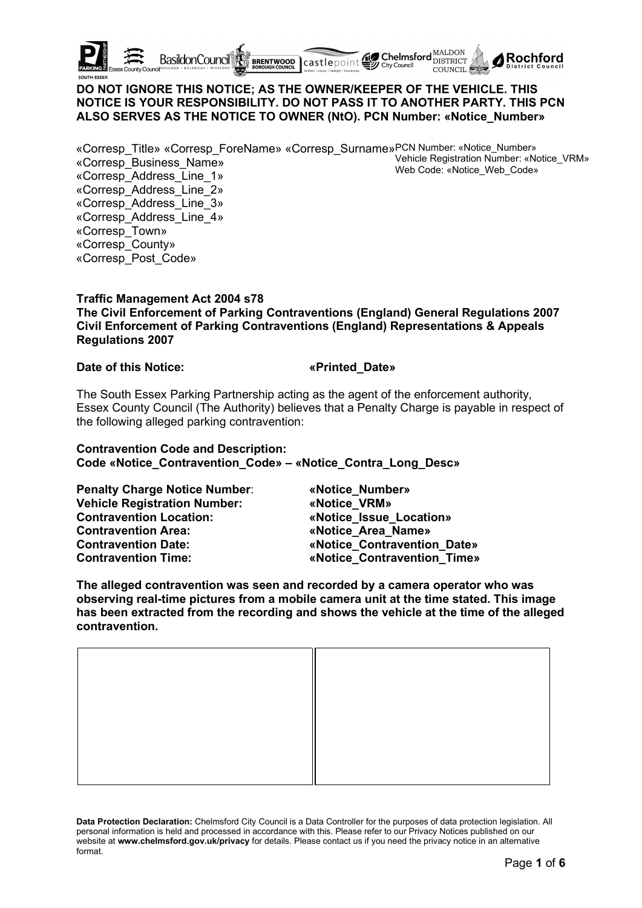**DO NOT IGNORE THIS NOTICE; AS THE OWNER/KEEPER OF THE VEHICLE. THIS NOTICE IS YOUR RESPONSIBILITY. DO NOT PASS IT TO ANOTHER PARTY. THIS PCN ALSO SERVES AS THE NOTICE TO OWNER (NtO). PCN Number: «Notice_Number»**

«Corresp_Title» «Corresp_ForeName» «Corresp_Surname»
«Corresp_Business_Name»
«Corresp_Address_Line_1»
«Corresp_Address_Line_2»
«Corresp_Address_Line_3»
«Corresp_Address_Line_4»
«Corresp_Town»
«Corresp_County»
«Corresp_Post_Code»

PCN Number: «Notice_Number»
Vehicle Registration Number: «Notice_VRM»
Web Code: «Notice_Web_Code»

**Traffic Management Act 2004 s78**
**The Civil Enforcement of Parking Contraventions (England) General Regulations 2007**
**Civil Enforcement of Parking Contraventions (England) Representations & Appeals Regulations 2007**

**Date of this Notice:** **«Printed_Date»**

The South Essex Parking Partnership acting as the agent of the enforcement authority, Essex County Council (The Authority) believes that a Penalty Charge is payable in respect of the following alleged parking contravention:

**Contravention Code and Description:**
**Code «Notice_Contravention_Code» – «Notice_Contra_Long_Desc»**

| | |
|---|---|
| **Penalty Charge Notice Number**: | **«Notice_Number»** |
| **Vehicle Registration Number:** | **«Notice_VRM»** |
| **Contravention Location:** | **«Notice_Issue_Location»** |
| **Contravention Area:** | **«Notice_Area_Name»** |
| **Contravention Date:** | **«Notice_Contravention_Date»** |
| **Contravention Time:** | **«Notice_Contravention_Time»** |

**The alleged contravention was seen and recorded by a camera operator who was observing real-time pictures from a mobile camera unit at the time stated. This image has been extracted from the recording and shows the vehicle at the time of the alleged contravention.**

**Data Protection Declaration:** Chelmsford City Council is a Data Controller for the purposes of data protection legislation. All personal information is held and processed in accordance with this. Please refer to our Privacy Notices published on our website at **www.chelmsford.gov.uk/privacy** for details. Please contact us if you need the privacy notice in an alternative format.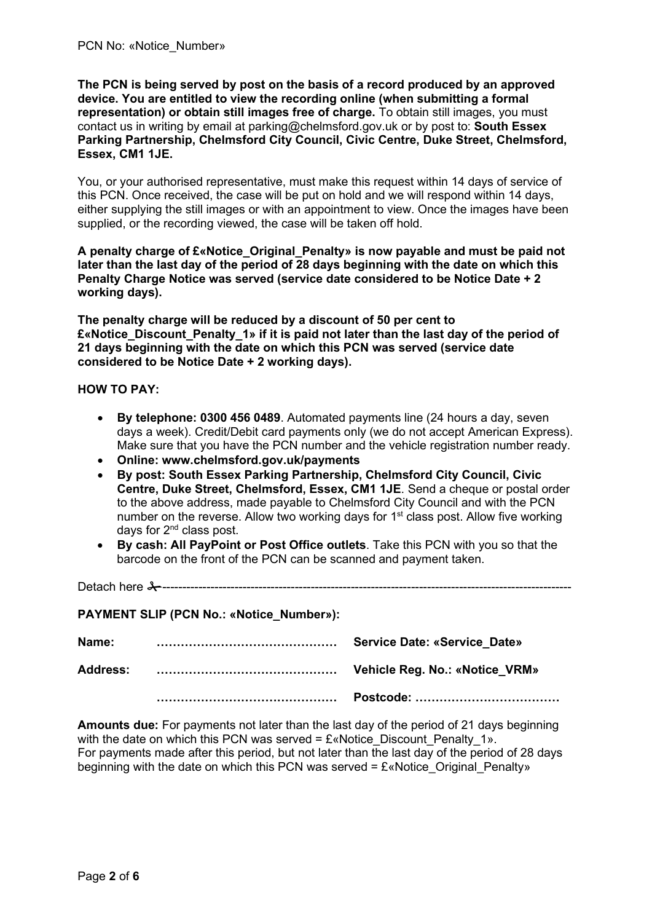PCN No: «Notice_Number»

**The PCN is being served by post on the basis of a record produced by an approved device. You are entitled to view the recording online (when submitting a formal representation) or obtain still images free of charge.** To obtain still images, you must contact us in writing by email at parking@chelmsford.gov.uk or by post to: **South Essex Parking Partnership, Chelmsford City Council, Civic Centre, Duke Street, Chelmsford, Essex, CM1 1JE.**

You, or your authorised representative, must make this request within 14 days of service of this PCN. Once received, the case will be put on hold and we will respond within 14 days, either supplying the still images or with an appointment to view. Once the images have been supplied, or the recording viewed, the case will be taken off hold.

**A penalty charge of £«Notice_Original_Penalty» is now payable and must be paid not later than the last day of the period of 28 days beginning with the date on which this Penalty Charge Notice was served (service date considered to be Notice Date + 2 working days).**

**The penalty charge will be reduced by a discount of 50 per cent to £«Notice_Discount_Penalty_1» if it is paid not later than the last day of the period of 21 days beginning with the date on which this PCN was served (service date considered to be Notice Date + 2 working days).**

**HOW TO PAY:**

- **By telephone: 0300 456 0489**. Automated payments line (24 hours a day, seven days a week). Credit/Debit card payments only (we do not accept American Express). Make sure that you have the PCN number and the vehicle registration number ready.
- **Online: www.chelmsford.gov.uk/payments**
- **By post: South Essex Parking Partnership, Chelmsford City Council, Civic Centre, Duke Street, Chelmsford, Essex, CM1 1JE**. Send a cheque or postal order to the above address, made payable to Chelmsford City Council and with the PCN number on the reverse. Allow two working days for 1st class post. Allow five working days for 2nd class post.
- **By cash: All PayPoint or Post Office outlets**. Take this PCN with you so that the barcode on the front of the PCN can be scanned and payment taken.

Detach here ✂-----------------------------------------------------------------------------------------------

**PAYMENT SLIP (PCN No.: «Notice_Number»):**

| | | |
|---|---|---|
| **Name:** | **………………………………………** | **Service Date: «Service_Date»** |
| **Address:** | **………………………………………** | **Vehicle Reg. No.: «Notice_VRM»** |
| | **………………………………………** | **Postcode: ………………………………** |

**Amounts due:** For payments not later than the last day of the period of 21 days beginning with the date on which this PCN was served = £«Notice_Discount_Penalty_1».
For payments made after this period, but not later than the last day of the period of 28 days beginning with the date on which this PCN was served = £«Notice_Original_Penalty»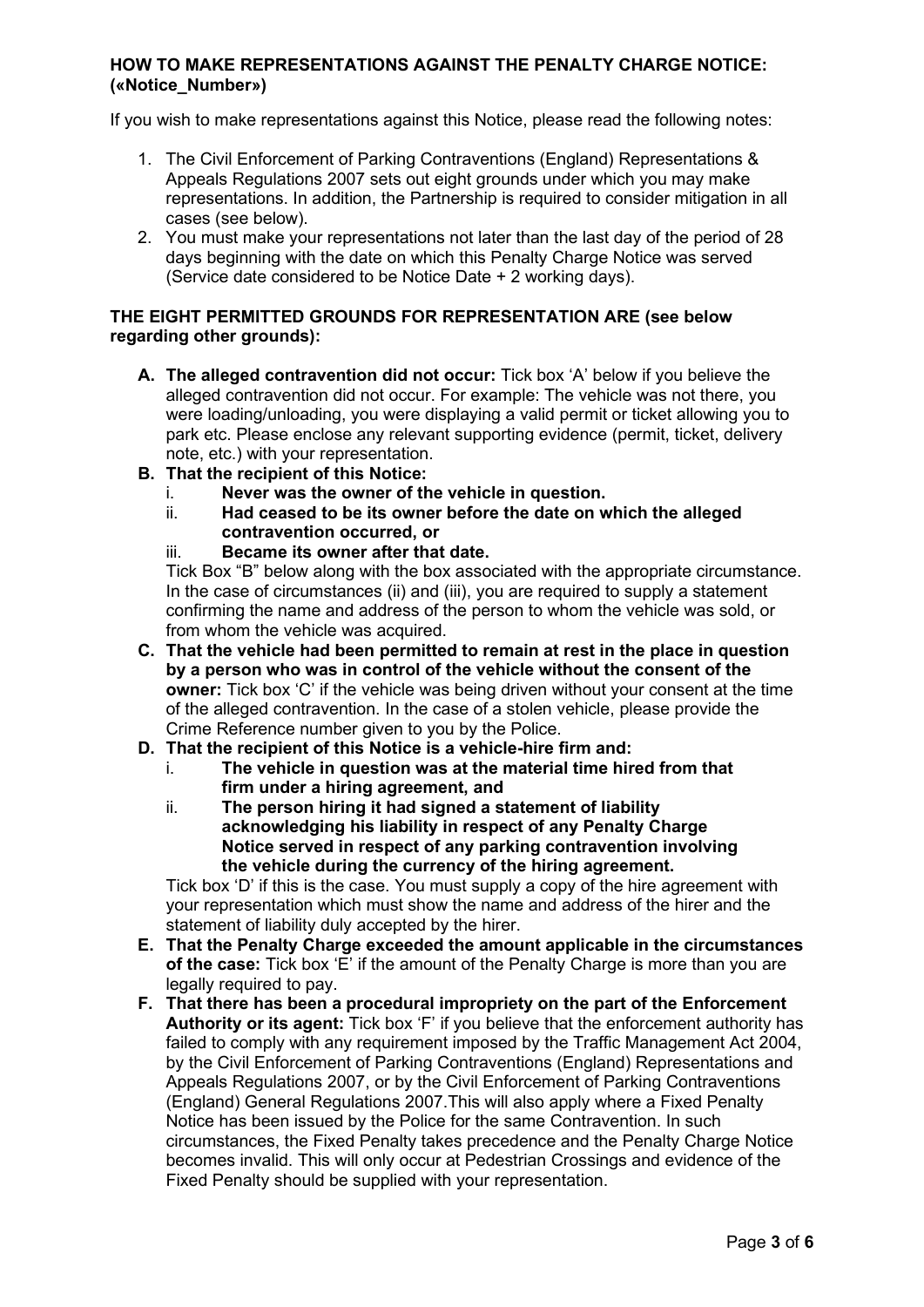## HOW TO MAKE REPRESENTATIONS AGAINST THE PENALTY CHARGE NOTICE: («Notice_Number»)

If you wish to make representations against this Notice, please read the following notes:

1. The Civil Enforcement of Parking Contraventions (England) Representations & Appeals Regulations 2007 sets out eight grounds under which you may make representations. In addition, the Partnership is required to consider mitigation in all cases (see below).
2. You must make your representations not later than the last day of the period of 28 days beginning with the date on which this Penalty Charge Notice was served (Service date considered to be Notice Date + 2 working days).

## THE EIGHT PERMITTED GROUNDS FOR REPRESENTATION ARE (see below regarding other grounds):

**A. The alleged contravention did not occur:** Tick box 'A' below if you believe the alleged contravention did not occur. For example: The vehicle was not there, you were loading/unloading, you were displaying a valid permit or ticket allowing you to park etc. Please enclose any relevant supporting evidence (permit, ticket, delivery note, etc.) with your representation.

**B. That the recipient of this Notice:**

   i. **Never was the owner of the vehicle in question.**
   ii. **Had ceased to be its owner before the date on which the alleged contravention occurred, or**
   iii. **Became its owner after that date.**

   Tick Box "B" below along with the box associated with the appropriate circumstance. In the case of circumstances (ii) and (iii), you are required to supply a statement confirming the name and address of the person to whom the vehicle was sold, or from whom the vehicle was acquired.

**C. That the vehicle had been permitted to remain at rest in the place in question by a person who was in control of the vehicle without the consent of the owner:** Tick box 'C' if the vehicle was being driven without your consent at the time of the alleged contravention. In the case of a stolen vehicle, please provide the Crime Reference number given to you by the Police.

**D. That the recipient of this Notice is a vehicle-hire firm and:**

   i. **The vehicle in question was at the material time hired from that firm under a hiring agreement, and**
   ii. **The person hiring it had signed a statement of liability acknowledging his liability in respect of any Penalty Charge Notice served in respect of any parking contravention involving the vehicle during the currency of the hiring agreement.**

   Tick box 'D' if this is the case. You must supply a copy of the hire agreement with your representation which must show the name and address of the hirer and the statement of liability duly accepted by the hirer.

**E. That the Penalty Charge exceeded the amount applicable in the circumstances of the case:** Tick box 'E' if the amount of the Penalty Charge is more than you are legally required to pay.

**F. That there has been a procedural impropriety on the part of the Enforcement Authority or its agent:** Tick box 'F' if you believe that the enforcement authority has failed to comply with any requirement imposed by the Traffic Management Act 2004, by the Civil Enforcement of Parking Contraventions (England) Representations and Appeals Regulations 2007, or by the Civil Enforcement of Parking Contraventions (England) General Regulations 2007.This will also apply where a Fixed Penalty Notice has been issued by the Police for the same Contravention. In such circumstances, the Fixed Penalty takes precedence and the Penalty Charge Notice becomes invalid. This will only occur at Pedestrian Crossings and evidence of the Fixed Penalty should be supplied with your representation.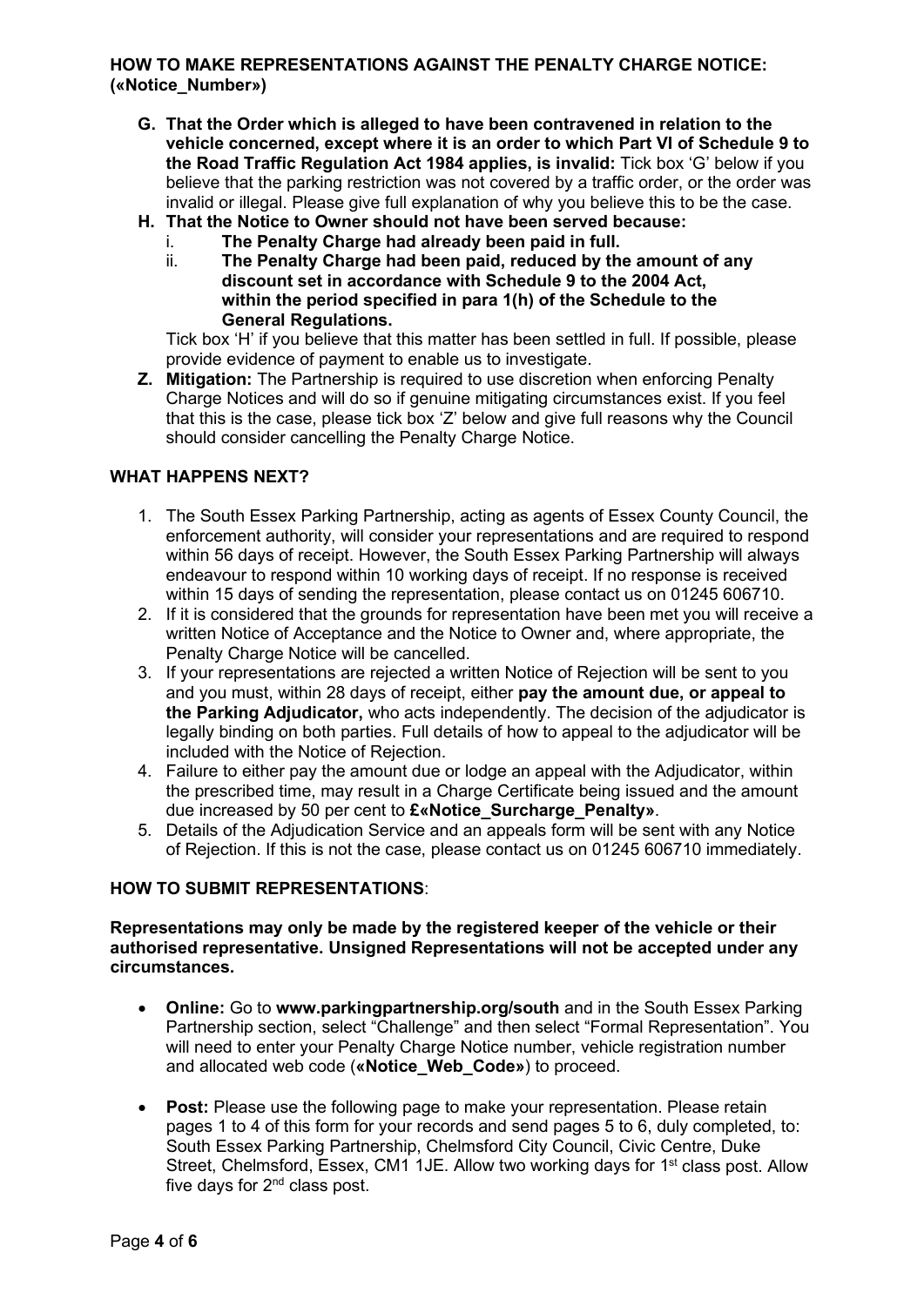## HOW TO MAKE REPRESENTATIONS AGAINST THE PENALTY CHARGE NOTICE: («Notice_Number»)

- **G. That the Order which is alleged to have been contravened in relation to the vehicle concerned, except where it is an order to which Part VI of Schedule 9 to the Road Traffic Regulation Act 1984 applies, is invalid:** Tick box 'G' below if you believe that the parking restriction was not covered by a traffic order, or the order was invalid or illegal. Please give full explanation of why you believe this to be the case.
- **H. That the Notice to Owner should not have been served because:**
  - i. **The Penalty Charge had already been paid in full.**
  - ii. **The Penalty Charge had been paid, reduced by the amount of any discount set in accordance with Schedule 9 to the 2004 Act, within the period specified in para 1(h) of the Schedule to the General Regulations.**

  Tick box 'H' if you believe that this matter has been settled in full. If possible, please provide evidence of payment to enable us to investigate.
- **Z. Mitigation:** The Partnership is required to use discretion when enforcing Penalty Charge Notices and will do so if genuine mitigating circumstances exist. If you feel that this is the case, please tick box 'Z' below and give full reasons why the Council should consider cancelling the Penalty Charge Notice.

## WHAT HAPPENS NEXT?

1. The South Essex Parking Partnership, acting as agents of Essex County Council, the enforcement authority, will consider your representations and are required to respond within 56 days of receipt. However, the South Essex Parking Partnership will always endeavour to respond within 10 working days of receipt. If no response is received within 15 days of sending the representation, please contact us on 01245 606710.
2. If it is considered that the grounds for representation have been met you will receive a written Notice of Acceptance and the Notice to Owner and, where appropriate, the Penalty Charge Notice will be cancelled.
3. If your representations are rejected a written Notice of Rejection will be sent to you and you must, within 28 days of receipt, either **pay the amount due, or appeal to the Parking Adjudicator,** who acts independently. The decision of the adjudicator is legally binding on both parties. Full details of how to appeal to the adjudicator will be included with the Notice of Rejection.
4. Failure to either pay the amount due or lodge an appeal with the Adjudicator, within the prescribed time, may result in a Charge Certificate being issued and the amount due increased by 50 per cent to **£«Notice_Surcharge_Penalty»**.
5. Details of the Adjudication Service and an appeals form will be sent with any Notice of Rejection. If this is not the case, please contact us on 01245 606710 immediately.

## HOW TO SUBMIT REPRESENTATIONS:

**Representations may only be made by the registered keeper of the vehicle or their authorised representative. Unsigned Representations will not be accepted under any circumstances.**

- **Online:** Go to **www.parkingpartnership.org/south** and in the South Essex Parking Partnership section, select "Challenge" and then select "Formal Representation". You will need to enter your Penalty Charge Notice number, vehicle registration number and allocated web code (**«Notice_Web_Code»**) to proceed.
- **Post:** Please use the following page to make your representation. Please retain pages 1 to 4 of this form for your records and send pages 5 to 6, duly completed, to: South Essex Parking Partnership, Chelmsford City Council, Civic Centre, Duke Street, Chelmsford, Essex, CM1 1JE. Allow two working days for 1st class post. Allow five days for 2nd class post.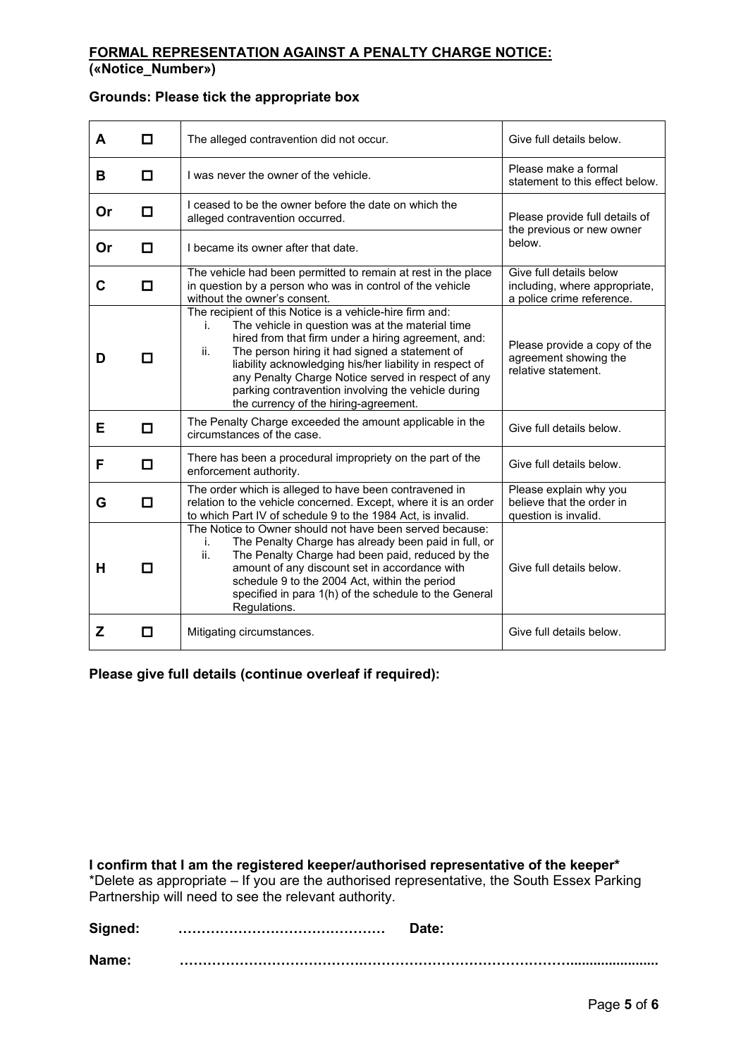## **FORMAL REPRESENTATION AGAINST A PENALTY CHARGE NOTICE:**
**(«Notice_Number»)**

**Grounds: Please tick the appropriate box**

| | | | |
|---|---|---|---|
| **A** | ☐ | The alleged contravention did not occur. | Give full details below. |
| **B** | ☐ | I was never the owner of the vehicle. | Please make a formal statement to this effect below. |
| **Or** | ☐ | I ceased to be the owner before the date on which the alleged contravention occurred. | Please provide full details of the previous or new owner below. |
| **Or** | ☐ | I became its owner after that date. | |
| **C** | ☐ | The vehicle had been permitted to remain at rest in the place in question by a person who was in control of the vehicle without the owner's consent. | Give full details below including, where appropriate, a police crime reference. |
| **D** | ☐ | The recipient of this Notice is a vehicle-hire firm and: i. The vehicle in question was at the material time hired from that firm under a hiring agreement, and: ii. The person hiring it had signed a statement of liability acknowledging his/her liability in respect of any Penalty Charge Notice served in respect of any parking contravention involving the vehicle during the currency of the hiring-agreement. | Please provide a copy of the agreement showing the relative statement. |
| **E** | ☐ | The Penalty Charge exceeded the amount applicable in the circumstances of the case. | Give full details below. |
| **F** | ☐ | There has been a procedural impropriety on the part of the enforcement authority. | Give full details below. |
| **G** | ☐ | The order which is alleged to have been contravened in relation to the vehicle concerned. Except, where it is an order to which Part IV of schedule 9 to the 1984 Act, is invalid. | Please explain why you believe that the order in question is invalid. |
| **H** | ☐ | The Notice to Owner should not have been served because: i. The Penalty Charge has already been paid in full, or ii. The Penalty Charge had been paid, reduced by the amount of any discount set in accordance with schedule 9 to the 2004 Act, within the period specified in para 1(h) of the schedule to the General Regulations. | Give full details below. |
| **Z** | ☐ | Mitigating circumstances. | Give full details below. |

**Please give full details (continue overleaf if required):**

**I confirm that I am the registered keeper/authorised representative of the keeper***
*Delete as appropriate – If you are the authorised representative, the South Essex Parking Partnership will need to see the relevant authority.

**Signed:** ……………………………………… **Date:**

**Name:** …………………………………………………………………………………......................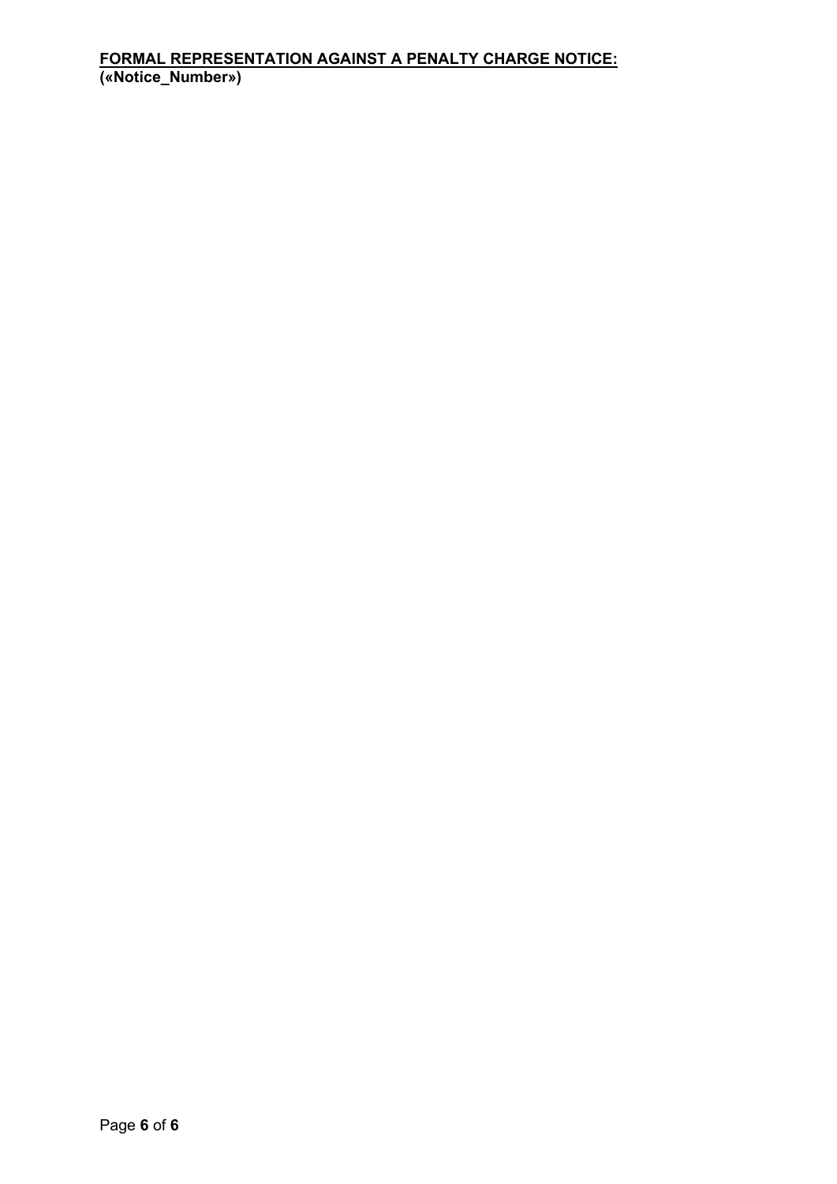**FORMAL REPRESENTATION AGAINST A PENALTY CHARGE NOTICE:**
**(«Notice_Number»)**